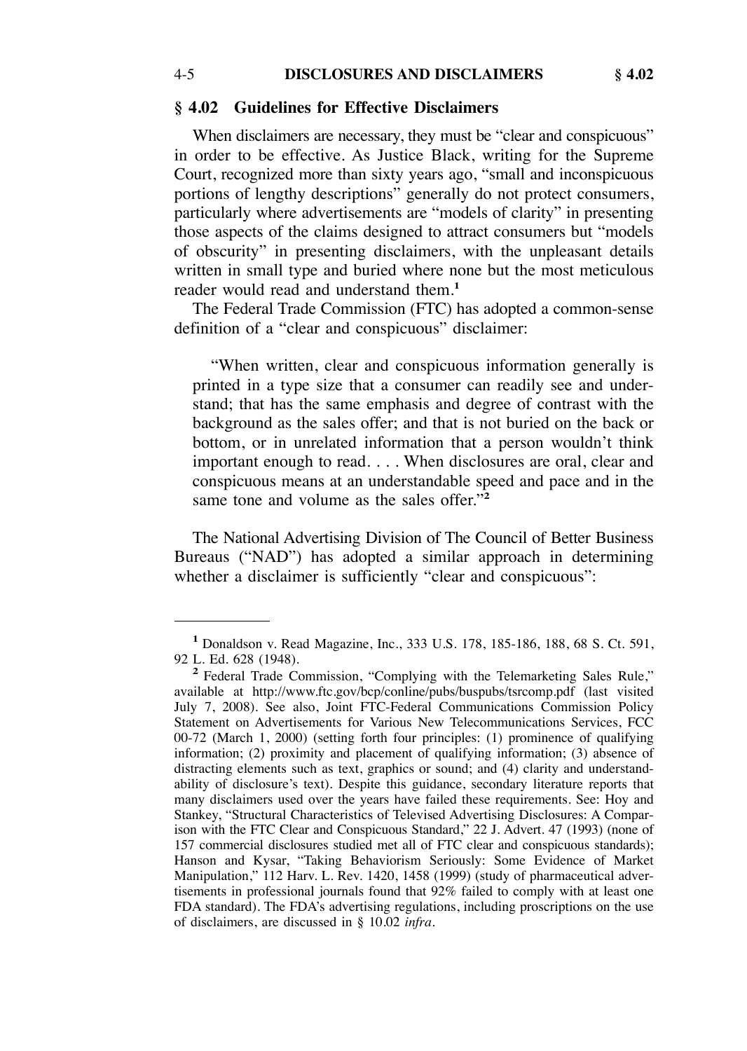## § 4.02 Guidelines for Effective Disclaimers

When disclaimers are necessary, they must be "clear and conspicuous" in order to be effective. As Justice Black, writing for the Supreme Court, recognized more than sixty years ago, "small and inconspicuous portions of lengthy descriptions" generally do not protect consumers, particularly where advertisements are "models of clarity" in presenting those aspects of the claims designed to attract consumers but "models of obscurity" in presenting disclaimers, with the unpleasant details written in small type and buried where none but the most meticulous reader would read and understand them.[1]

The Federal Trade Commission (FTC) has adopted a common-sense definition of a "clear and conspicuous" disclaimer:

> "When written, clear and conspicuous information generally is printed in a type size that a consumer can readily see and understand; that has the same emphasis and degree of contrast with the background as the sales offer; and that is not buried on the back or bottom, or in unrelated information that a person wouldn't think important enough to read. . . . When disclosures are oral, clear and conspicuous means at an understandable speed and pace and in the same tone and volume as the sales offer."[2]

The National Advertising Division of The Council of Better Business Bureaus ("NAD") has adopted a similar approach in determining whether a disclaimer is sufficiently "clear and conspicuous":

---

[1] Donaldson v. Read Magazine, Inc., 333 U.S. 178, 185-186, 188, 68 S. Ct. 591, 92 L. Ed. 628 (1948).

[2] Federal Trade Commission, "Complying with the Telemarketing Sales Rule," available at http://www.ftc.gov/bcp/conline/pubs/buspubs/tsrcomp.pdf (last visited July 7, 2008). See also, Joint FTC-Federal Communications Commission Policy Statement on Advertisements for Various New Telecommunications Services, FCC 00-72 (March 1, 2000) (setting forth four principles: (1) prominence of qualifying information; (2) proximity and placement of qualifying information; (3) absence of distracting elements such as text, graphics or sound; and (4) clarity and understandability of disclosure's text). Despite this guidance, secondary literature reports that many disclaimers used over the years have failed these requirements. See: Hoy and Stankey, "Structural Characteristics of Televised Advertising Disclosures: A Comparison with the FTC Clear and Conspicuous Standard," 22 J. Advert. 47 (1993) (none of 157 commercial disclosures studied met all of FTC clear and conspicuous standards); Hanson and Kysar, "Taking Behaviorism Seriously: Some Evidence of Market Manipulation," 112 Harv. L. Rev. 1420, 1458 (1999) (study of pharmaceutical advertisements in professional journals found that 92% failed to comply with at least one FDA standard). The FDA's advertising regulations, including proscriptions on the use of disclaimers, are discussed in § 10.02 *infra*.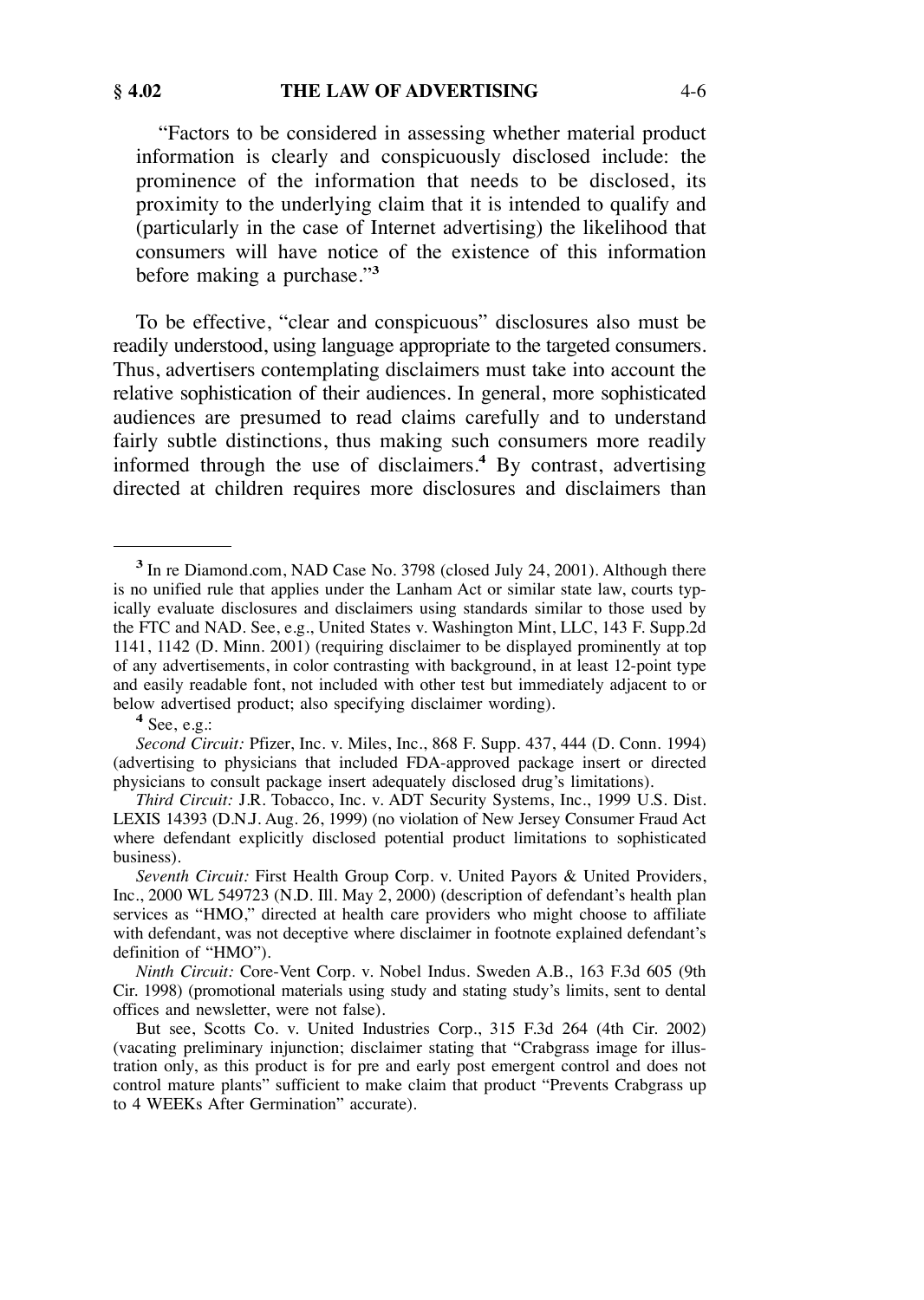> "Factors to be considered in assessing whether material product information is clearly and conspicuously disclosed include: the prominence of the information that needs to be disclosed, its proximity to the underlying claim that it is intended to qualify and (particularly in the case of Internet advertising) the likelihood that consumers will have notice of the existence of this information before making a purchase."[3]

To be effective, "clear and conspicuous" disclosures also must be readily understood, using language appropriate to the targeted consumers. Thus, advertisers contemplating disclaimers must take into account the relative sophistication of their audiences. In general, more sophisticated audiences are presumed to read claims carefully and to understand fairly subtle distinctions, thus making such consumers more readily informed through the use of disclaimers.[4] By contrast, advertising directed at children requires more disclosures and disclaimers than

---

[3] In re Diamond.com, NAD Case No. 3798 (closed July 24, 2001). Although there is no unified rule that applies under the Lanham Act or similar state law, courts typically evaluate disclosures and disclaimers using standards similar to those used by the FTC and NAD. See, e.g., United States v. Washington Mint, LLC, 143 F. Supp.2d 1141, 1142 (D. Minn. 2001) (requiring disclaimer to be displayed prominently at top of any advertisements, in color contrasting with background, in at least 12-point type and easily readable font, not included with other test but immediately adjacent to or below advertised product; also specifying disclaimer wording).

[4] See, e.g.:

*Second Circuit:* Pfizer, Inc. v. Miles, Inc., 868 F. Supp. 437, 444 (D. Conn. 1994) (advertising to physicians that included FDA-approved package insert or directed physicians to consult package insert adequately disclosed drug's limitations).

*Third Circuit:* J.R. Tobacco, Inc. v. ADT Security Systems, Inc., 1999 U.S. Dist. LEXIS 14393 (D.N.J. Aug. 26, 1999) (no violation of New Jersey Consumer Fraud Act where defendant explicitly disclosed potential product limitations to sophisticated business).

*Seventh Circuit:* First Health Group Corp. v. United Payors & United Providers, Inc., 2000 WL 549723 (N.D. Ill. May 2, 2000) (description of defendant's health plan services as "HMO," directed at health care providers who might choose to affiliate with defendant, was not deceptive where disclaimer in footnote explained defendant's definition of "HMO").

*Ninth Circuit:* Core-Vent Corp. v. Nobel Indus. Sweden A.B., 163 F.3d 605 (9th Cir. 1998) (promotional materials using study and stating study's limits, sent to dental offices and newsletter, were not false).

But see, Scotts Co. v. United Industries Corp., 315 F.3d 264 (4th Cir. 2002) (vacating preliminary injunction; disclaimer stating that "Crabgrass image for illustration only, as this product is for pre and early post emergent control and does not control mature plants" sufficient to make claim that product "Prevents Crabgrass up to 4 WEEKs After Germination" accurate).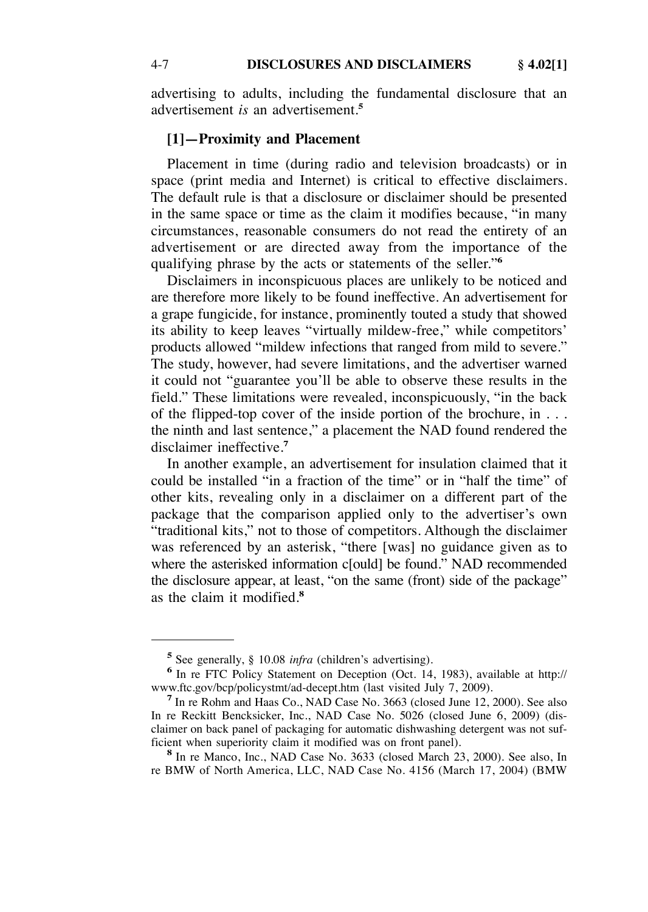advertising to adults, including the fundamental disclosure that an advertisement *is* an advertisement.[5]

### [1]—Proximity and Placement

Placement in time (during radio and television broadcasts) or in space (print media and Internet) is critical to effective disclaimers. The default rule is that a disclosure or disclaimer should be presented in the same space or time as the claim it modifies because, "in many circumstances, reasonable consumers do not read the entirety of an advertisement or are directed away from the importance of the qualifying phrase by the acts or statements of the seller."[6]

Disclaimers in inconspicuous places are unlikely to be noticed and are therefore more likely to be found ineffective. An advertisement for a grape fungicide, for instance, prominently touted a study that showed its ability to keep leaves "virtually mildew-free," while competitors' products allowed "mildew infections that ranged from mild to severe." The study, however, had severe limitations, and the advertiser warned it could not "guarantee you'll be able to observe these results in the field." These limitations were revealed, inconspicuously, "in the back of the flipped-top cover of the inside portion of the brochure, in . . . the ninth and last sentence," a placement the NAD found rendered the disclaimer ineffective.[7]

In another example, an advertisement for insulation claimed that it could be installed "in a fraction of the time" or in "half the time" of other kits, revealing only in a disclaimer on a different part of the package that the comparison applied only to the advertiser's own "traditional kits," not to those of competitors. Although the disclaimer was referenced by an asterisk, "there [was] no guidance given as to where the asterisked information c[ould] be found." NAD recommended the disclosure appear, at least, "on the same (front) side of the package" as the claim it modified.[8]

---

[5] See generally, § 10.08 *infra* (children's advertising).

[6] In re FTC Policy Statement on Deception (Oct. 14, 1983), available at http://www.ftc.gov/bcp/policystmt/ad-decept.htm (last visited July 7, 2009).

[7] In re Rohm and Haas Co., NAD Case No. 3663 (closed June 12, 2000). See also In re Reckitt Benckiser, Inc., NAD Case No. 5026 (closed June 6, 2009) (disclaimer on back panel of packaging for automatic dishwashing detergent was not sufficient when superiority claim it modified was on front panel).

[8] In re Manco, Inc., NAD Case No. 3633 (closed March 23, 2000). See also, In re BMW of North America, LLC, NAD Case No. 4156 (March 17, 2004) (BMW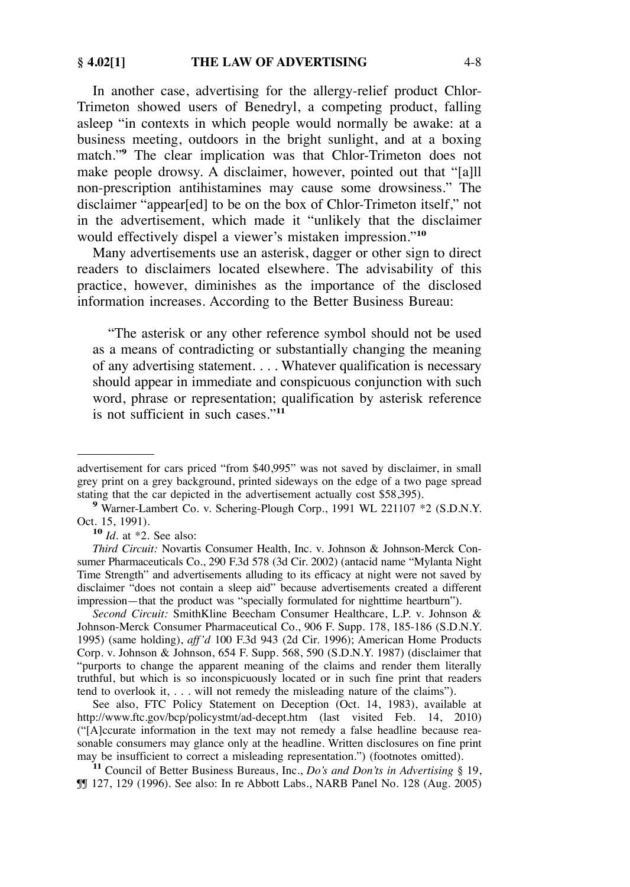In another case, advertising for the allergy-relief product Chlor-Trimeton showed users of Benedryl, a competing product, falling asleep "in contexts in which people would normally be awake: at a business meeting, outdoors in the bright sunlight, and at a boxing match."[9] The clear implication was that Chlor-Trimeton does not make people drowsy. A disclaimer, however, pointed out that "[a]ll non-prescription antihistamines may cause some drowsiness." The disclaimer "appear[ed] to be on the box of Chlor-Trimeton itself," not in the advertisement, which made it "unlikely that the disclaimer would effectively dispel a viewer's mistaken impression."[10]

Many advertisements use an asterisk, dagger or other sign to direct readers to disclaimers located elsewhere. The advisability of this practice, however, diminishes as the importance of the disclosed information increases. According to the Better Business Bureau:

> "The asterisk or any other reference symbol should not be used as a means of contradicting or substantially changing the meaning of any advertising statement. . . . Whatever qualification is necessary should appear in immediate and conspicuous conjunction with such word, phrase or representation; qualification by asterisk reference is not sufficient in such cases."[11]

---

advertisement for cars priced "from $40,995" was not saved by disclaimer, in small grey print on a grey background, printed sideways on the edge of a two page spread stating that the car depicted in the advertisement actually cost $58,395).

[9] Warner-Lambert Co. v. Schering-Plough Corp., 1991 WL 221107 *2 (S.D.N.Y. Oct. 15, 1991).

[10] *Id*. at *2. See also:

*Third Circuit:* Novartis Consumer Health, Inc. v. Johnson & Johnson-Merck Consumer Pharmaceuticals Co., 290 F.3d 578 (3d Cir. 2002) (antacid name "Mylanta Night Time Strength" and advertisements alluding to its efficacy at night were not saved by disclaimer "does not contain a sleep aid" because advertisements created a different impression—that the product was "specially formulated for nighttime heartburn").

*Second Circuit:* SmithKline Beecham Consumer Healthcare, L.P. v. Johnson & Johnson-Merck Consumer Pharmaceutical Co., 906 F. Supp. 178, 185-186 (S.D.N.Y. 1995) (same holding), *aff'd* 100 F.3d 943 (2d Cir. 1996); American Home Products Corp. v. Johnson & Johnson, 654 F. Supp. 568, 590 (S.D.N.Y. 1987) (disclaimer that "purports to change the apparent meaning of the claims and render them literally truthful, but which is so inconspicuously located or in such fine print that readers tend to overlook it, . . . will not remedy the misleading nature of the claims").

See also, FTC Policy Statement on Deception (Oct. 14, 1983), available at http://www.ftc.gov/bcp/policystmt/ad-decept.htm (last visited Feb. 14, 2010) ("[A]ccurate information in the text may not remedy a false headline because reasonable consumers may glance only at the headline. Written disclosures on fine print may be insufficient to correct a misleading representation.") (footnotes omitted).

[11] Council of Better Business Bureaus, Inc., *Do's and Don'ts in Advertising* § 19, ¶¶ 127, 129 (1996). See also: In re Abbott Labs., NARB Panel No. 128 (Aug. 2005)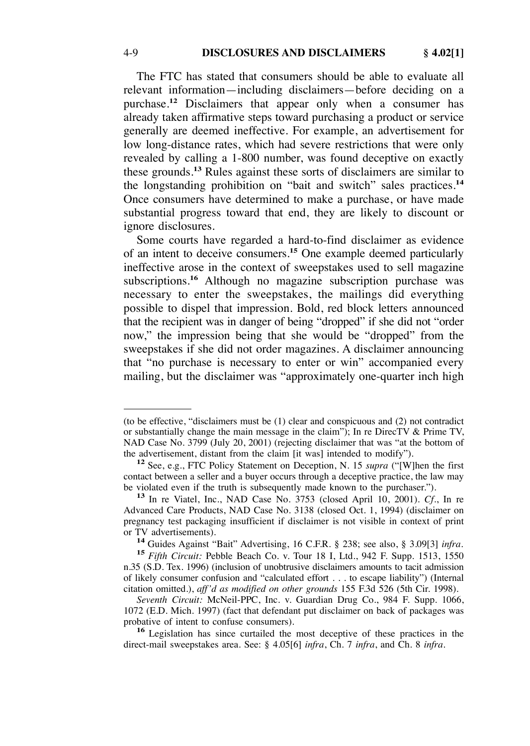The FTC has stated that consumers should be able to evaluate all relevant information—including disclaimers—before deciding on a purchase.[12] Disclaimers that appear only when a consumer has already taken affirmative steps toward purchasing a product or service generally are deemed ineffective. For example, an advertisement for low long-distance rates, which had severe restrictions that were only revealed by calling a 1-800 number, was found deceptive on exactly these grounds.[13] Rules against these sorts of disclaimers are similar to the longstanding prohibition on "bait and switch" sales practices.[14] Once consumers have determined to make a purchase, or have made substantial progress toward that end, they are likely to discount or ignore disclosures.

Some courts have regarded a hard-to-find disclaimer as evidence of an intent to deceive consumers.[15] One example deemed particularly ineffective arose in the context of sweepstakes used to sell magazine subscriptions.[16] Although no magazine subscription purchase was necessary to enter the sweepstakes, the mailings did everything possible to dispel that impression. Bold, red block letters announced that the recipient was in danger of being "dropped" if she did not "order now," the impression being that she would be "dropped" from the sweepstakes if she did not order magazines. A disclaimer announcing that "no purchase is necessary to enter or win" accompanied every mailing, but the disclaimer was "approximately one-quarter inch high

---

(to be effective, "disclaimers must be (1) clear and conspicuous and (2) not contradict or substantially change the main message in the claim"); In re DirecTV & Prime TV, NAD Case No. 3799 (July 20, 2001) (rejecting disclaimer that was "at the bottom of the advertisement, distant from the claim [it was] intended to modify").

[12] See, e.g., FTC Policy Statement on Deception, N. 15 *supra* ("[W]hen the first contact between a seller and a buyer occurs through a deceptive practice, the law may be violated even if the truth is subsequently made known to the purchaser.").

[13] In re Viatel, Inc., NAD Case No. 3753 (closed April 10, 2001). *Cf*., In re Advanced Care Products, NAD Case No. 3138 (closed Oct. 1, 1994) (disclaimer on pregnancy test packaging insufficient if disclaimer is not visible in context of print or TV advertisements).

[14] Guides Against "Bait" Advertising, 16 C.F.R. § 238; see also, § 3.09[3] *infra*.

[15] *Fifth Circuit:* Pebble Beach Co. v. Tour 18 I, Ltd., 942 F. Supp. 1513, 1550 n.35 (S.D. Tex. 1996) (inclusion of unobtrusive disclaimers amounts to tacit admission of likely consumer confusion and "calculated effort . . . to escape liability") (Internal citation omitted.), *aff'd as modified on other grounds* 155 F.3d 526 (5th Cir. 1998).

*Seventh Circuit:* McNeil-PPC, Inc. v. Guardian Drug Co., 984 F. Supp. 1066, 1072 (E.D. Mich. 1997) (fact that defendant put disclaimer on back of packages was probative of intent to confuse consumers).

[16] Legislation has since curtailed the most deceptive of these practices in the direct-mail sweepstakes area. See: § 4.05[6] *infra*, Ch. 7 *infra*, and Ch. 8 *infra*.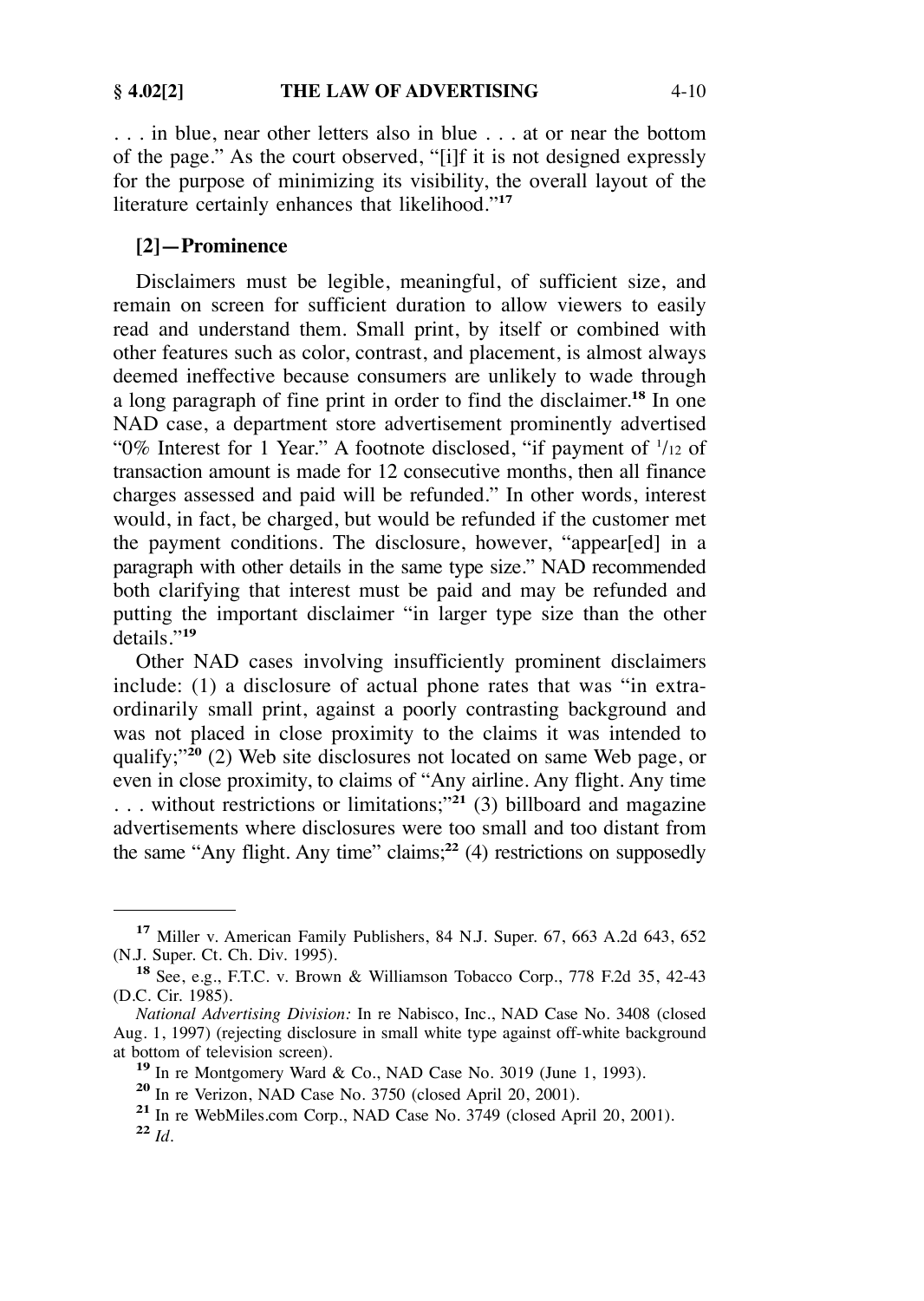. . . in blue, near other letters also in blue . . . at or near the bottom of the page." As the court observed, "[i]f it is not designed expressly for the purpose of minimizing its visibility, the overall layout of the literature certainly enhances that likelihood."[17]

### [2]—Prominence

Disclaimers must be legible, meaningful, of sufficient size, and remain on screen for sufficient duration to allow viewers to easily read and understand them. Small print, by itself or combined with other features such as color, contrast, and placement, is almost always deemed ineffective because consumers are unlikely to wade through a long paragraph of fine print in order to find the disclaimer.[18] In one NAD case, a department store advertisement prominently advertised "0% Interest for 1 Year." A footnote disclosed, "if payment of 1/12 of transaction amount is made for 12 consecutive months, then all finance charges assessed and paid will be refunded." In other words, interest would, in fact, be charged, but would be refunded if the customer met the payment conditions. The disclosure, however, "appear[ed] in a paragraph with other details in the same type size." NAD recommended both clarifying that interest must be paid and may be refunded and putting the important disclaimer "in larger type size than the other details."[19]

Other NAD cases involving insufficiently prominent disclaimers include: (1) a disclosure of actual phone rates that was "in extraordinarily small print, against a poorly contrasting background and was not placed in close proximity to the claims it was intended to qualify;"[20] (2) Web site disclosures not located on same Web page, or even in close proximity, to claims of "Any airline. Any flight. Any time . . . without restrictions or limitations;"[21] (3) billboard and magazine advertisements where disclosures were too small and too distant from the same "Any flight. Any time" claims;[22] (4) restrictions on supposedly

---

[17] Miller v. American Family Publishers, 84 N.J. Super. 67, 663 A.2d 643, 652 (N.J. Super. Ct. Ch. Div. 1995).

[18] See, e.g., F.T.C. v. Brown & Williamson Tobacco Corp., 778 F.2d 35, 42-43 (D.C. Cir. 1985).

*National Advertising Division:* In re Nabisco, Inc., NAD Case No. 3408 (closed Aug. 1, 1997) (rejecting disclosure in small white type against off-white background at bottom of television screen).

[19] In re Montgomery Ward & Co., NAD Case No. 3019 (June 1, 1993).

[20] In re Verizon, NAD Case No. 3750 (closed April 20, 2001).

[21] In re WebMiles.com Corp., NAD Case No. 3749 (closed April 20, 2001).

[22] *Id.*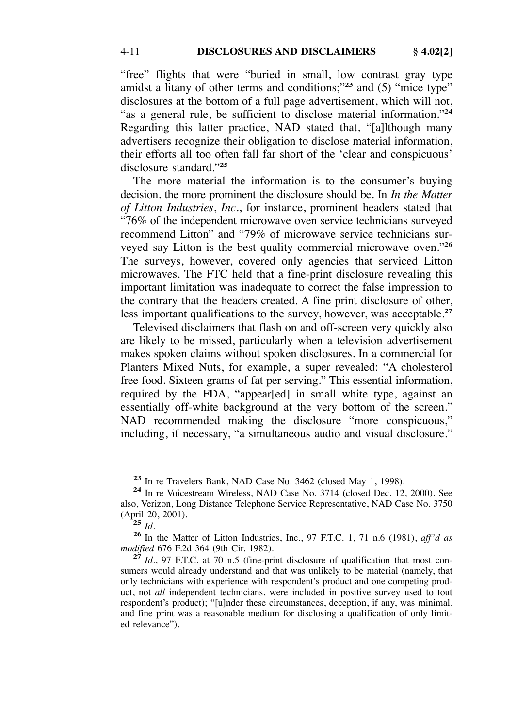"free" flights that were "buried in small, low contrast gray type amidst a litany of other terms and conditions;"[23] and (5) "mice type" disclosures at the bottom of a full page advertisement, which will not, "as a general rule, be sufficient to disclose material information."[24] Regarding this latter practice, NAD stated that, "[a]lthough many advertisers recognize their obligation to disclose material information, their efforts all too often fall far short of the 'clear and conspicuous' disclosure standard."[25]

The more material the information is to the consumer's buying decision, the more prominent the disclosure should be. In *In the Matter of Litton Industries, Inc.*, for instance, prominent headers stated that "76% of the independent microwave oven service technicians surveyed recommend Litton" and "79% of microwave service technicians surveyed say Litton is the best quality commercial microwave oven."[26] The surveys, however, covered only agencies that serviced Litton microwaves. The FTC held that a fine-print disclosure revealing this important limitation was inadequate to correct the false impression to the contrary that the headers created. A fine print disclosure of other, less important qualifications to the survey, however, was acceptable.[27]

Televised disclaimers that flash on and off-screen very quickly also are likely to be missed, particularly when a television advertisement makes spoken claims without spoken disclosures. In a commercial for Planters Mixed Nuts, for example, a super revealed: "A cholesterol free food. Sixteen grams of fat per serving." This essential information, required by the FDA, "appear[ed] in small white type, against an essentially off-white background at the very bottom of the screen." NAD recommended making the disclosure "more conspicuous," including, if necessary, "a simultaneous audio and visual disclosure."

---

[23] In re Travelers Bank, NAD Case No. 3462 (closed May 1, 1998).

[24] In re Voicestream Wireless, NAD Case No. 3714 (closed Dec. 12, 2000). See also, Verizon, Long Distance Telephone Service Representative, NAD Case No. 3750 (April 20, 2001).

[25] *Id*.

[26] In the Matter of Litton Industries, Inc., 97 F.T.C. 1, 71 n.6 (1981), *aff'd as modified* 676 F.2d 364 (9th Cir. 1982).

[27] *Id*., 97 F.T.C. at 70 n.5 (fine-print disclosure of qualification that most consumers would already understand and that was unlikely to be material (namely, that only technicians with experience with respondent's product and one competing product, not *all* independent technicians, were included in positive survey used to tout respondent's product); "[u]nder these circumstances, deception, if any, was minimal, and fine print was a reasonable medium for disclosing a qualification of only limited relevance").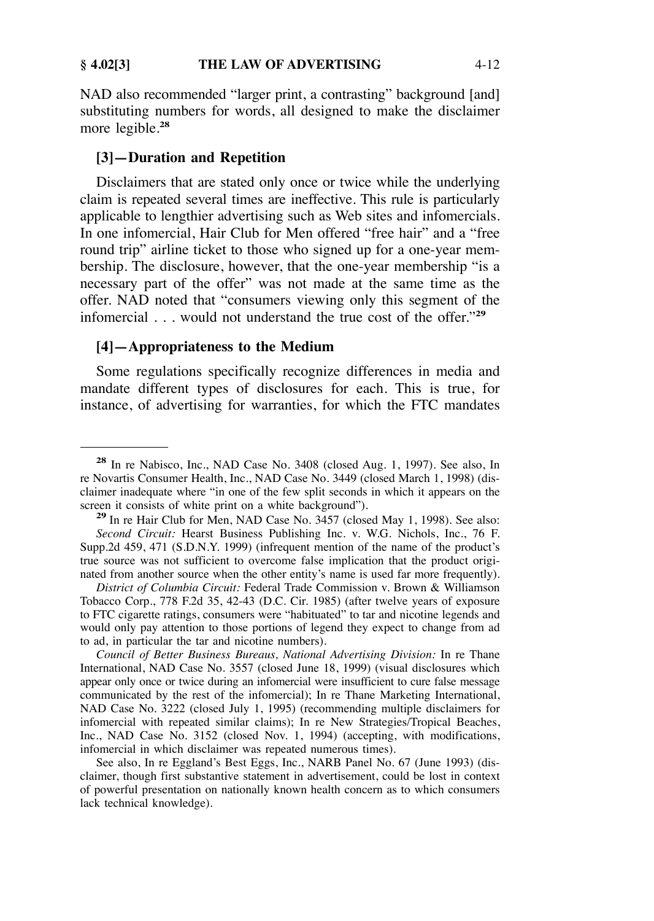NAD also recommended "larger print, a contrasting" background [and] substituting numbers for words, all designed to make the disclaimer more legible.[28]

### [3]—Duration and Repetition

Disclaimers that are stated only once or twice while the underlying claim is repeated several times are ineffective. This rule is particularly applicable to lengthier advertising such as Web sites and infomercials. In one infomercial, Hair Club for Men offered "free hair" and a "free round trip" airline ticket to those who signed up for a one-year membership. The disclosure, however, that the one-year membership "is a necessary part of the offer" was not made at the same time as the offer. NAD noted that "consumers viewing only this segment of the infomercial . . . would not understand the true cost of the offer."[29]

### [4]—Appropriateness to the Medium

Some regulations specifically recognize differences in media and mandate different types of disclosures for each. This is true, for instance, of advertising for warranties, for which the FTC mandates

---

[28] In re Nabisco, Inc., NAD Case No. 3408 (closed Aug. 1, 1997). See also, In re Novartis Consumer Health, Inc., NAD Case No. 3449 (closed March 1, 1998) (disclaimer inadequate where "in one of the few split seconds in which it appears on the screen it consists of white print on a white background").

[29] In re Hair Club for Men, NAD Case No. 3457 (closed May 1, 1998). See also:

*Second Circuit:* Hearst Business Publishing Inc. v. W.G. Nichols, Inc., 76 F. Supp.2d 459, 471 (S.D.N.Y. 1999) (infrequent mention of the name of the product's true source was not sufficient to overcome false implication that the product originated from another source when the other entity's name is used far more frequently).

*District of Columbia Circuit:* Federal Trade Commission v. Brown & Williamson Tobacco Corp., 778 F.2d 35, 42-43 (D.C. Cir. 1985) (after twelve years of exposure to FTC cigarette ratings, consumers were "habituated" to tar and nicotine legends and would only pay attention to those portions of legend they expect to change from ad to ad, in particular the tar and nicotine numbers).

*Council of Better Business Bureaus, National Advertising Division:* In re Thane International, NAD Case No. 3557 (closed June 18, 1999) (visual disclosures which appear only once or twice during an infomercial were insufficient to cure false message communicated by the rest of the infomercial); In re Thane Marketing International, NAD Case No. 3222 (closed July 1, 1995) (recommending multiple disclaimers for infomercial with repeated similar claims); In re New Strategies/Tropical Beaches, Inc., NAD Case No. 3152 (closed Nov. 1, 1994) (accepting, with modifications, infomercial in which disclaimer was repeated numerous times).

See also, In re Eggland's Best Eggs, Inc., NARB Panel No. 67 (June 1993) (disclaimer, though first substantive statement in advertisement, could be lost in context of powerful presentation on nationally known health concern as to which consumers lack technical knowledge).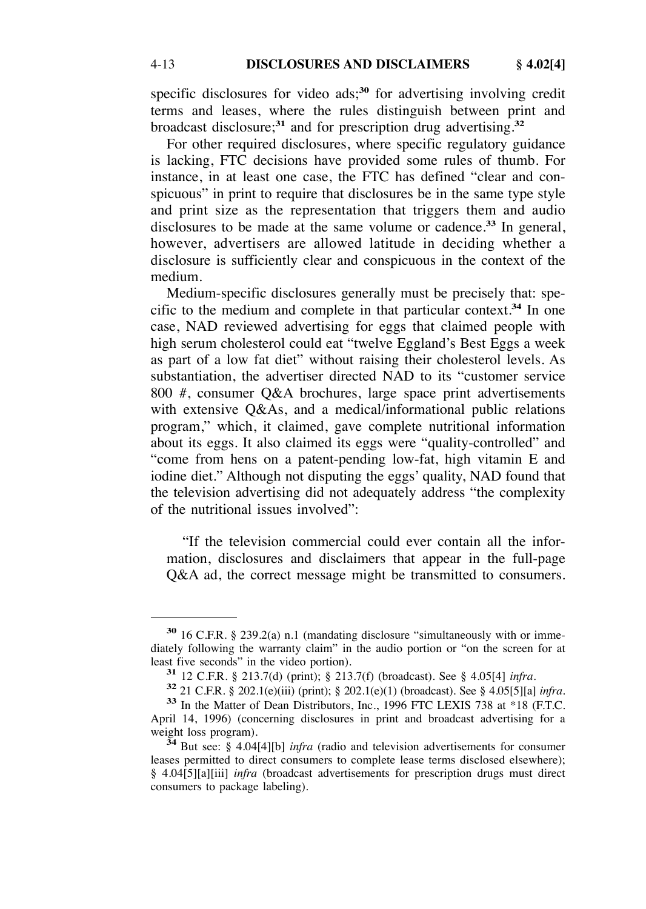specific disclosures for video ads;[30] for advertising involving credit terms and leases, where the rules distinguish between print and broadcast disclosure;[31] and for prescription drug advertising.[32]

For other required disclosures, where specific regulatory guidance is lacking, FTC decisions have provided some rules of thumb. For instance, in at least one case, the FTC has defined "clear and conspicuous" in print to require that disclosures be in the same type style and print size as the representation that triggers them and audio disclosures to be made at the same volume or cadence.[33] In general, however, advertisers are allowed latitude in deciding whether a disclosure is sufficiently clear and conspicuous in the context of the medium.

Medium-specific disclosures generally must be precisely that: specific to the medium and complete in that particular context.[34] In one case, NAD reviewed advertising for eggs that claimed people with high serum cholesterol could eat "twelve Eggland's Best Eggs a week as part of a low fat diet" without raising their cholesterol levels. As substantiation, the advertiser directed NAD to its "customer service 800 #, consumer Q&A brochures, large space print advertisements with extensive Q&As, and a medical/informational public relations program," which, it claimed, gave complete nutritional information about its eggs. It also claimed its eggs were "quality-controlled" and "come from hens on a patent-pending low-fat, high vitamin E and iodine diet." Although not disputing the eggs' quality, NAD found that the television advertising did not adequately address "the complexity of the nutritional issues involved":

> "If the television commercial could ever contain all the information, disclosures and disclaimers that appear in the full-page Q&A ad, the correct message might be transmitted to consumers.

---

[30] 16 C.F.R. § 239.2(a) n.1 (mandating disclosure "simultaneously with or immediately following the warranty claim" in the audio portion or "on the screen for at least five seconds" in the video portion).

[31] 12 C.F.R. § 213.7(d) (print); § 213.7(f) (broadcast). See § 4.05[4] *infra*.

[32] 21 C.F.R. § 202.1(e)(iii) (print); § 202.1(e)(1) (broadcast). See § 4.05[5][a] *infra*.

[33] In the Matter of Dean Distributors, Inc., 1996 FTC LEXIS 738 at *18 (F.T.C. April 14, 1996) (concerning disclosures in print and broadcast advertising for a weight loss program).

[34] But see: § 4.04[4][b] *infra* (radio and television advertisements for consumer leases permitted to direct consumers to complete lease terms disclosed elsewhere); § 4.04[5][a][iii] *infra* (broadcast advertisements for prescription drugs must direct consumers to package labeling).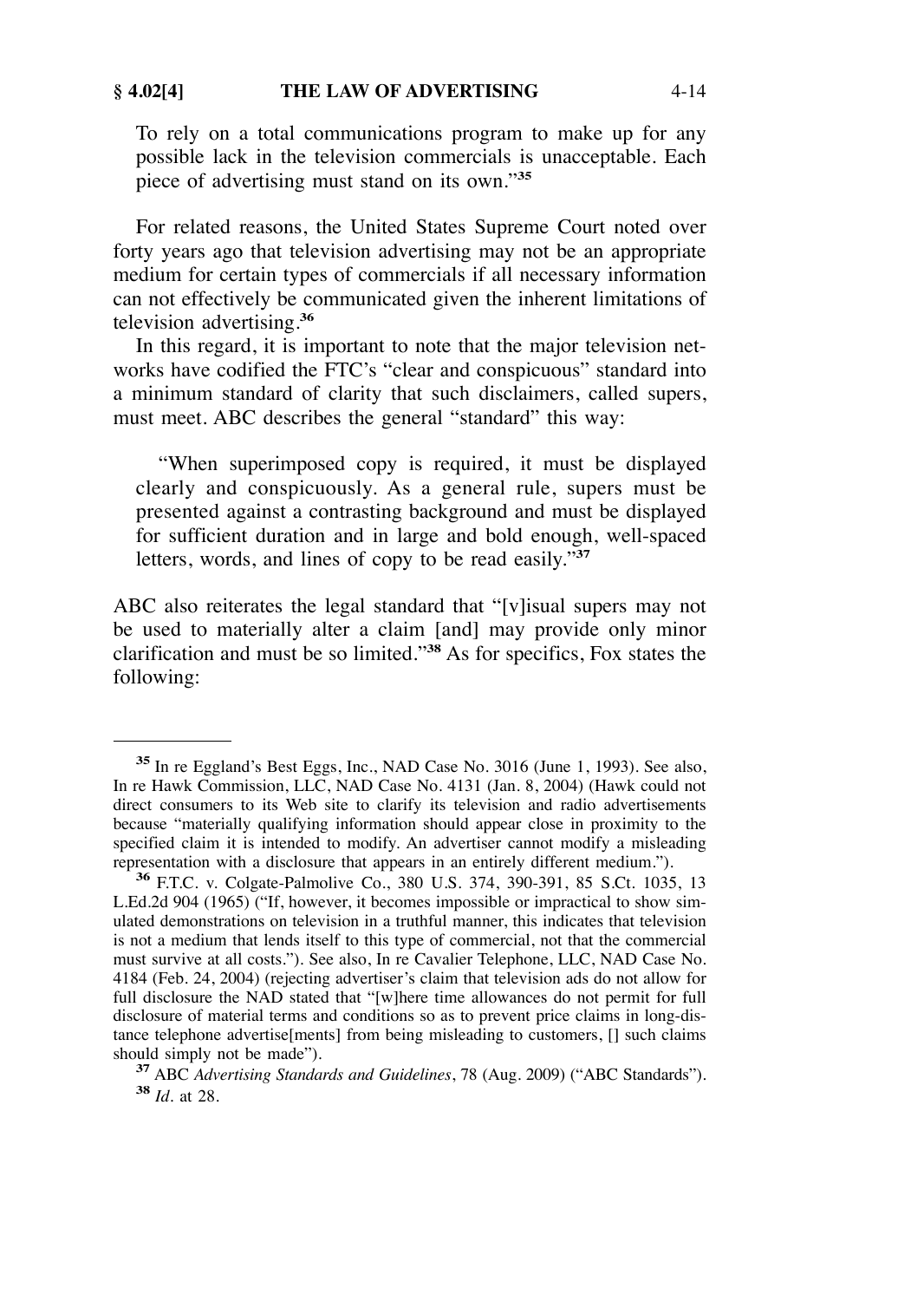To rely on a total communications program to make up for any possible lack in the television commercials is unacceptable. Each piece of advertising must stand on its own."[35]

For related reasons, the United States Supreme Court noted over forty years ago that television advertising may not be an appropriate medium for certain types of commercials if all necessary information can not effectively be communicated given the inherent limitations of television advertising.[36]

In this regard, it is important to note that the major television networks have codified the FTC's "clear and conspicuous" standard into a minimum standard of clarity that such disclaimers, called supers, must meet. ABC describes the general "standard" this way:

> "When superimposed copy is required, it must be displayed clearly and conspicuously. As a general rule, supers must be presented against a contrasting background and must be displayed for sufficient duration and in large and bold enough, well-spaced letters, words, and lines of copy to be read easily."[37]

ABC also reiterates the legal standard that "[v]isual supers may not be used to materially alter a claim [and] may provide only minor clarification and must be so limited."[38] As for specifics, Fox states the following:

---

[35] In re Eggland's Best Eggs, Inc., NAD Case No. 3016 (June 1, 1993). See also, In re Hawk Commission, LLC, NAD Case No. 4131 (Jan. 8, 2004) (Hawk could not direct consumers to its Web site to clarify its television and radio advertisements because "materially qualifying information should appear close in proximity to the specified claim it is intended to modify. An advertiser cannot modify a misleading representation with a disclosure that appears in an entirely different medium.").

[36] F.T.C. v. Colgate-Palmolive Co., 380 U.S. 374, 390-391, 85 S.Ct. 1035, 13 L.Ed.2d 904 (1965) ("If, however, it becomes impossible or impractical to show simulated demonstrations on television in a truthful manner, this indicates that television is not a medium that lends itself to this type of commercial, not that the commercial must survive at all costs."). See also, In re Cavalier Telephone, LLC, NAD Case No. 4184 (Feb. 24, 2004) (rejecting advertiser's claim that television ads do not allow for full disclosure the NAD stated that "[w]here time allowances do not permit for full disclosure of material terms and conditions so as to prevent price claims in long-distance telephone advertise[ments] from being misleading to customers, [] such claims should simply not be made").

[37] ABC *Advertising Standards and Guidelines*, 78 (Aug. 2009) ("ABC Standards").

[38] *Id*. at 28.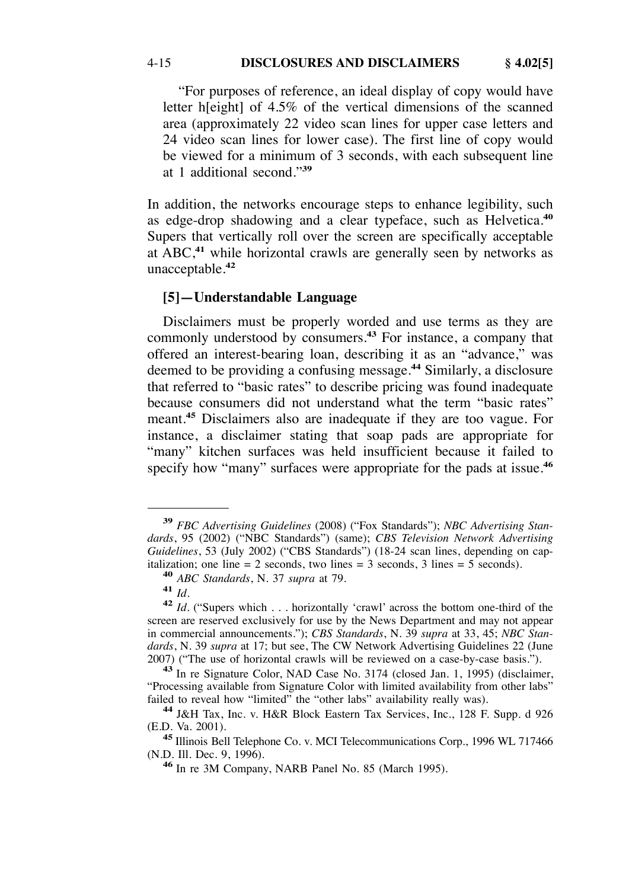"For purposes of reference, an ideal display of copy would have letter h[eight] of 4.5% of the vertical dimensions of the scanned area (approximately 22 video scan lines for upper case letters and 24 video scan lines for lower case). The first line of copy would be viewed for a minimum of 3 seconds, with each subsequent line at 1 additional second."[39]

In addition, the networks encourage steps to enhance legibility, such as edge-drop shadowing and a clear typeface, such as Helvetica.[40] Supers that vertically roll over the screen are specifically acceptable at ABC,[41] while horizontal crawls are generally seen by networks as unacceptable.[42]

### [5]—Understandable Language

Disclaimers must be properly worded and use terms as they are commonly understood by consumers.[43] For instance, a company that offered an interest-bearing loan, describing it as an "advance," was deemed to be providing a confusing message.[44] Similarly, a disclosure that referred to "basic rates" to describe pricing was found inadequate because consumers did not understand what the term "basic rates" meant.[45] Disclaimers also are inadequate if they are too vague. For instance, a disclaimer stating that soap pads are appropriate for "many" kitchen surfaces was held insufficient because it failed to specify how "many" surfaces were appropriate for the pads at issue.[46]

---

[39] *FBC Advertising Guidelines* (2008) ("Fox Standards"); *NBC Advertising Standards*, 95 (2002) ("NBC Standards") (same); *CBS Television Network Advertising Guidelines*, 53 (July 2002) ("CBS Standards") (18-24 scan lines, depending on capitalization; one line = 2 seconds, two lines = 3 seconds, 3 lines = 5 seconds).

[40] *ABC Standards*, N. 37 *supra* at 79.

[41] *Id*.

[42] *Id*. ("Supers which . . . horizontally 'crawl' across the bottom one-third of the screen are reserved exclusively for use by the News Department and may not appear in commercial announcements."); *CBS Standards*, N. 39 *supra* at 33, 45; *NBC Standards*, N. 39 *supra* at 17; but see, The CW Network Advertising Guidelines 22 (June 2007) ("The use of horizontal crawls will be reviewed on a case-by-case basis.").

[43] In re Signature Color, NAD Case No. 3174 (closed Jan. 1, 1995) (disclaimer, "Processing available from Signature Color with limited availability from other labs" failed to reveal how "limited" the "other labs" availability really was).

[44] J&H Tax, Inc. v. H&R Block Eastern Tax Services, Inc., 128 F. Supp. d 926 (E.D. Va. 2001).

[45] Illinois Bell Telephone Co. v. MCI Telecommunications Corp., 1996 WL 717466 (N.D. Ill. Dec. 9, 1996).

[46] In re 3M Company, NARB Panel No. 85 (March 1995).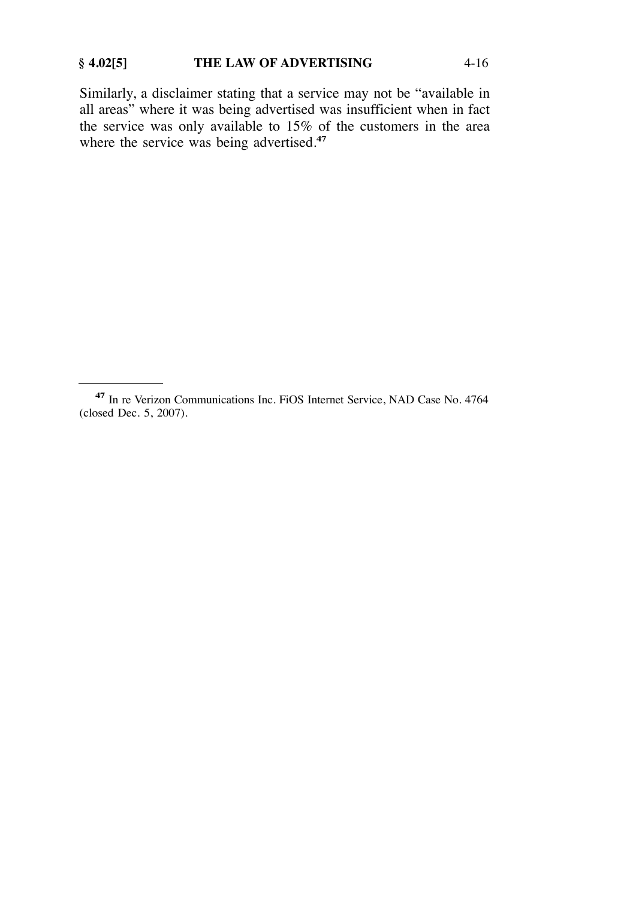Similarly, a disclaimer stating that a service may not be "available in all areas" where it was being advertised was insufficient when in fact the service was only available to 15% of the customers in the area where the service was being advertised.[47]

---

[47] In re Verizon Communications Inc. FiOS Internet Service, NAD Case No. 4764 (closed Dec. 5, 2007).